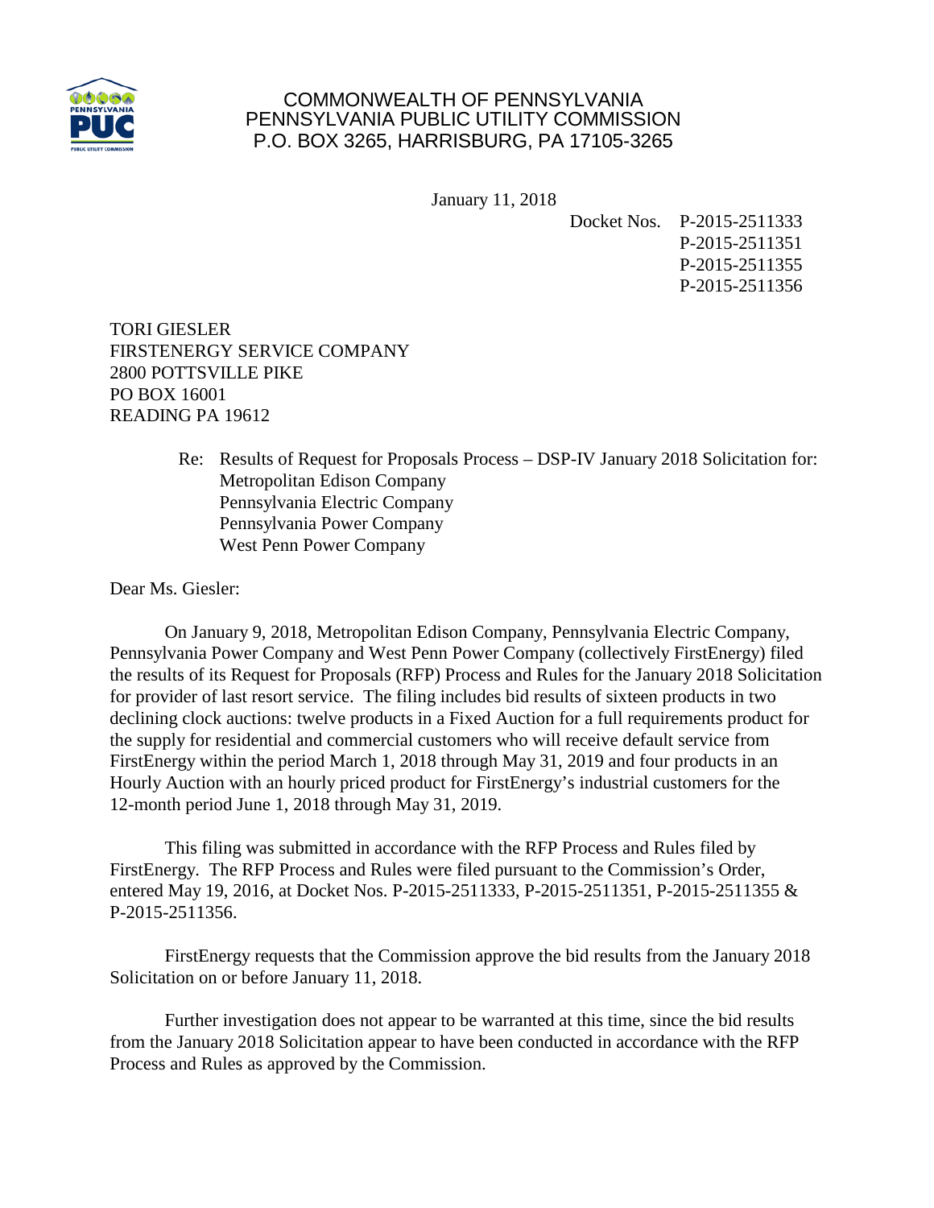COMMONWEALTH OF PENNSYLVANIA
PENNSYLVANIA PUBLIC UTILITY COMMISSION
P.O. BOX 3265, HARRISBURG, PA 17105-3265

January 11, 2018

Docket Nos. P-2015-2511333
P-2015-2511351
P-2015-2511355
P-2015-2511356

TORI GIESLER
FIRSTENERGY SERVICE COMPANY
2800 POTTSVILLE PIKE
PO BOX 16001
READING PA 19612

Re: Results of Request for Proposals Process – DSP-IV January 2018 Solicitation for:
Metropolitan Edison Company
Pennsylvania Electric Company
Pennsylvania Power Company
West Penn Power Company

Dear Ms. Giesler:

On January 9, 2018, Metropolitan Edison Company, Pennsylvania Electric Company, Pennsylvania Power Company and West Penn Power Company (collectively FirstEnergy) filed the results of its Request for Proposals (RFP) Process and Rules for the January 2018 Solicitation for provider of last resort service. The filing includes bid results of sixteen products in two declining clock auctions: twelve products in a Fixed Auction for a full requirements product for the supply for residential and commercial customers who will receive default service from FirstEnergy within the period March 1, 2018 through May 31, 2019 and four products in an Hourly Auction with an hourly priced product for FirstEnergy's industrial customers for the 12-month period June 1, 2018 through May 31, 2019.

This filing was submitted in accordance with the RFP Process and Rules filed by FirstEnergy. The RFP Process and Rules were filed pursuant to the Commission's Order, entered May 19, 2016, at Docket Nos. P-2015-2511333, P-2015-2511351, P-2015-2511355 & P-2015-2511356.

FirstEnergy requests that the Commission approve the bid results from the January 2018 Solicitation on or before January 11, 2018.

Further investigation does not appear to be warranted at this time, since the bid results from the January 2018 Solicitation appear to have been conducted in accordance with the RFP Process and Rules as approved by the Commission.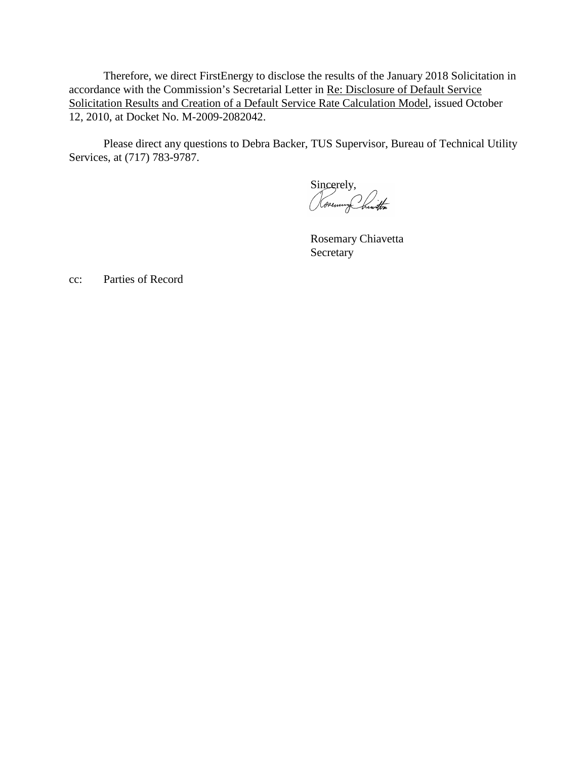Therefore, we direct FirstEnergy to disclose the results of the January 2018 Solicitation in accordance with the Commission's Secretarial Letter in Re: Disclosure of Default Service Solicitation Results and Creation of a Default Service Rate Calculation Model, issued October 12, 2010, at Docket No. M-2009-2082042.

Please direct any questions to Debra Backer, TUS Supervisor, Bureau of Technical Utility Services, at (717) 783-9787.

Sincerely,

Rosemary Chiavetta
Secretary

cc: Parties of Record